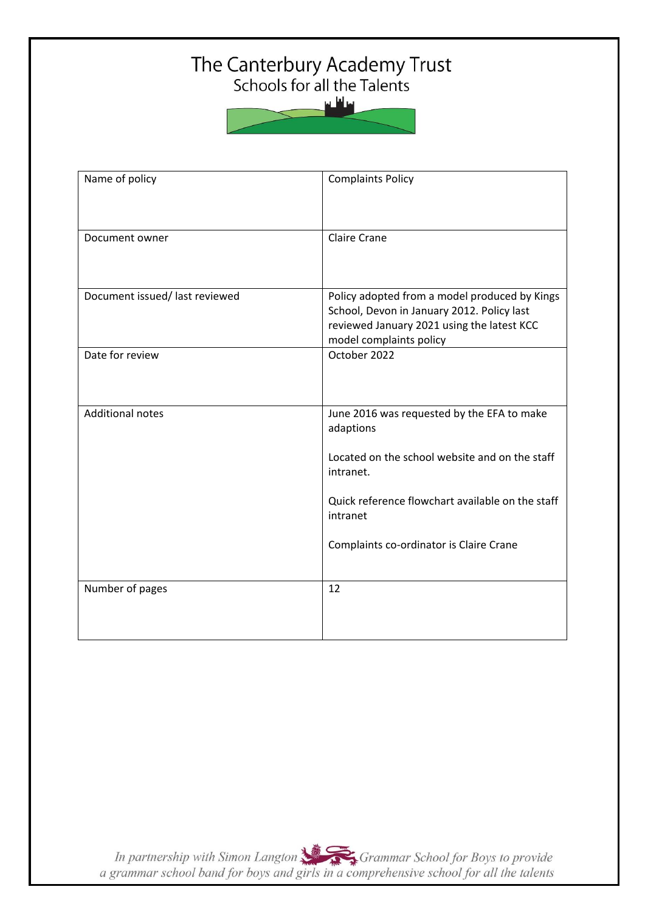# The Canterbury Academy Trust

Schools for all the Talents

| Name of policy | Complaints Policy |
|---|---|
| Document owner | Claire Crane |
| Document issued/ last reviewed | Policy adopted from a model produced by Kings School, Devon in January 2012. Policy last reviewed January 2021 using the latest KCC model complaints policy |
| Date for review | October 2022 |
| Additional notes | June 2016 was requested by the EFA to make adaptions<br><br>Located on the school website and on the staff intranet.<br><br>Quick reference flowchart available on the staff intranet<br><br>Complaints co-ordinator is Claire Crane |
| Number of pages | 12 |

*In partnership with Simon Langton Grammar School for Boys to provide a grammar school band for boys and girls in a comprehensive school for all the talents*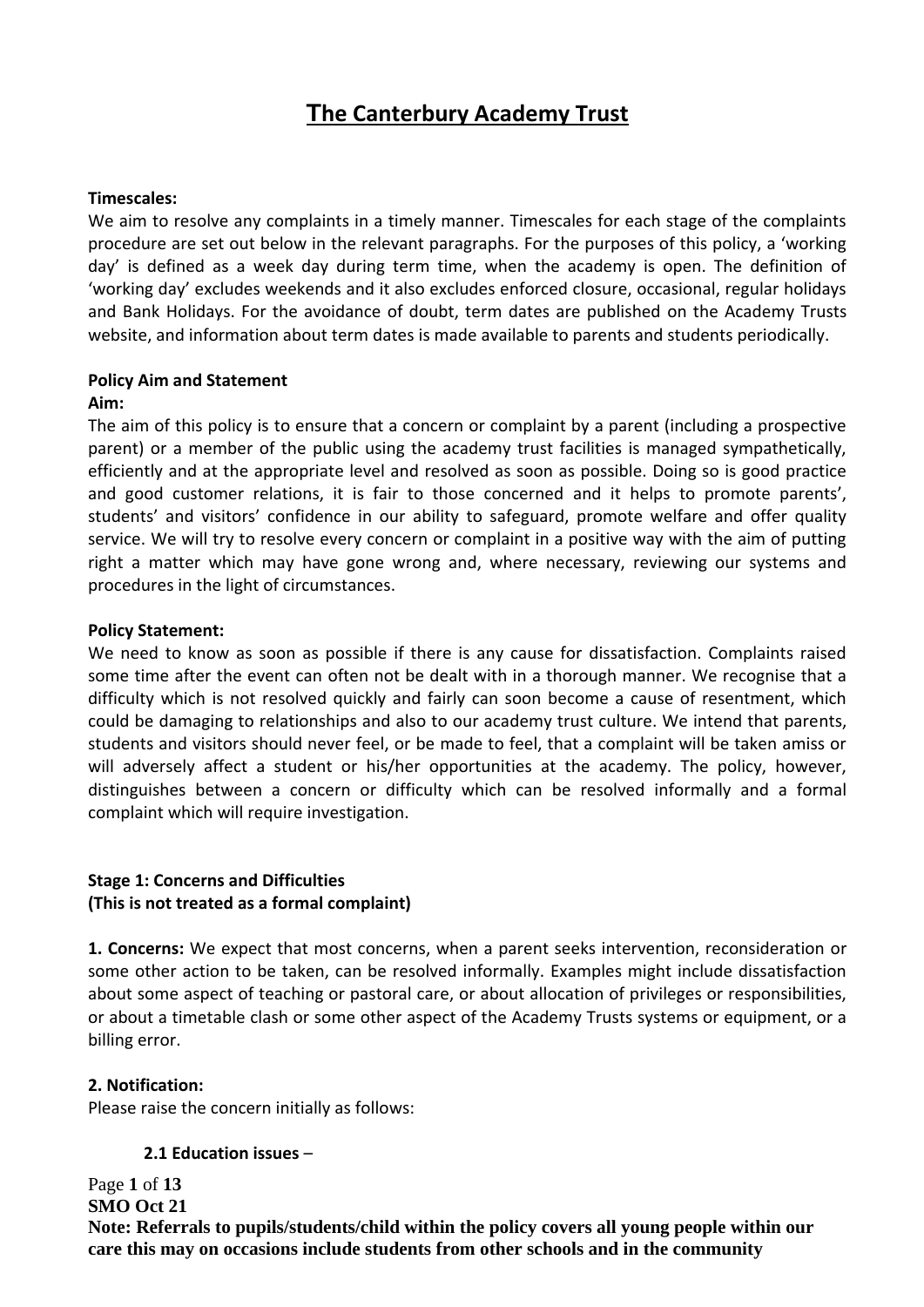# The Canterbury Academy Trust

**Timescales:**
We aim to resolve any complaints in a timely manner. Timescales for each stage of the complaints procedure are set out below in the relevant paragraphs. For the purposes of this policy, a 'working day' is defined as a week day during term time, when the academy is open. The definition of 'working day' excludes weekends and it also excludes enforced closure, occasional, regular holidays and Bank Holidays. For the avoidance of doubt, term dates are published on the Academy Trusts website, and information about term dates is made available to parents and students periodically.

**Policy Aim and Statement**

**Aim:**
The aim of this policy is to ensure that a concern or complaint by a parent (including a prospective parent) or a member of the public using the academy trust facilities is managed sympathetically, efficiently and at the appropriate level and resolved as soon as possible. Doing so is good practice and good customer relations, it is fair to those concerned and it helps to promote parents', students' and visitors' confidence in our ability to safeguard, promote welfare and offer quality service. We will try to resolve every concern or complaint in a positive way with the aim of putting right a matter which may have gone wrong and, where necessary, reviewing our systems and procedures in the light of circumstances.

**Policy Statement:**
We need to know as soon as possible if there is any cause for dissatisfaction. Complaints raised some time after the event can often not be dealt with in a thorough manner. We recognise that a difficulty which is not resolved quickly and fairly can soon become a cause of resentment, which could be damaging to relationships and also to our academy trust culture. We intend that parents, students and visitors should never feel, or be made to feel, that a complaint will be taken amiss or will adversely affect a student or his/her opportunities at the academy. The policy, however, distinguishes between a concern or difficulty which can be resolved informally and a formal complaint which will require investigation.

**Stage 1: Concerns and Difficulties**
**(This is not treated as a formal complaint)**

**1. Concerns:** We expect that most concerns, when a parent seeks intervention, reconsideration or some other action to be taken, can be resolved informally. Examples might include dissatisfaction about some aspect of teaching or pastoral care, or about allocation of privileges or responsibilities, or about a timetable clash or some other aspect of the Academy Trusts systems or equipment, or a billing error.

**2. Notification:**
Please raise the concern initially as follows:

**2.1 Education issues** –

SMO Oct 21

**Note: Referrals to pupils/students/child within the policy covers all young people within our care this may on occasions include students from other schools and in the community**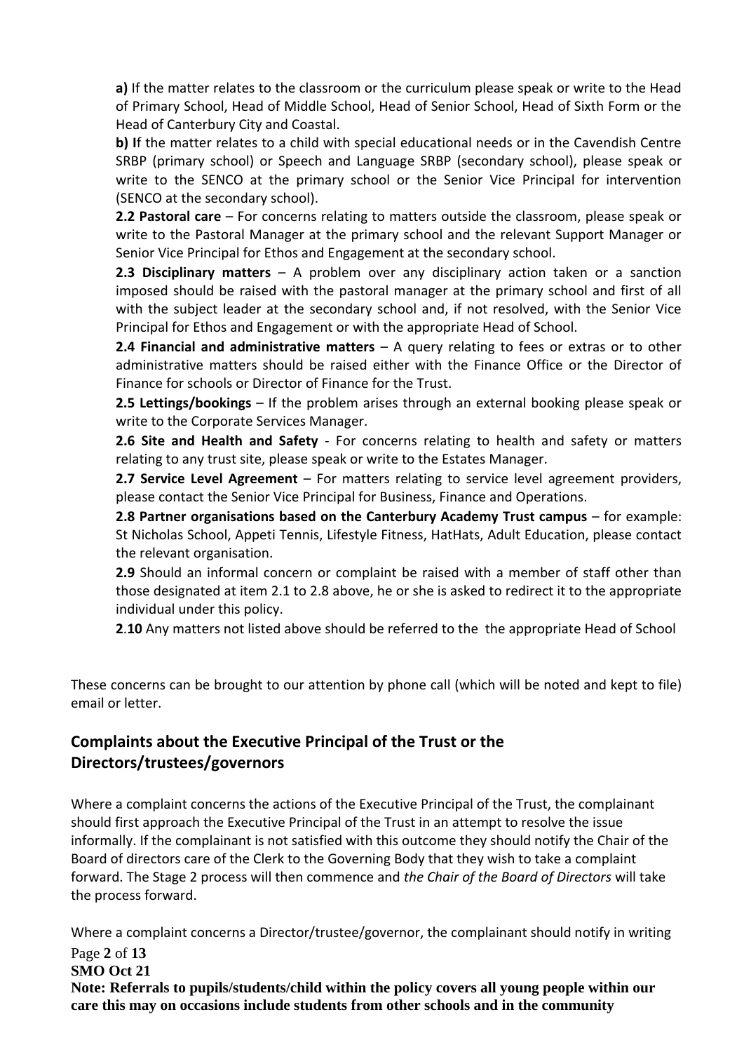**a)** If the matter relates to the classroom or the curriculum please speak or write to the Head of Primary School, Head of Middle School, Head of Senior School, Head of Sixth Form or the Head of Canterbury City and Coastal.

**b) I**f the matter relates to a child with special educational needs or in the Cavendish Centre SRBP (primary school) or Speech and Language SRBP (secondary school), please speak or write to the SENCO at the primary school or the Senior Vice Principal for intervention (SENCO at the secondary school).

**2.2 Pastoral care** – For concerns relating to matters outside the classroom, please speak or write to the Pastoral Manager at the primary school and the relevant Support Manager or Senior Vice Principal for Ethos and Engagement at the secondary school.

**2.3 Disciplinary matters** – A problem over any disciplinary action taken or a sanction imposed should be raised with the pastoral manager at the primary school and first of all with the subject leader at the secondary school and, if not resolved, with the Senior Vice Principal for Ethos and Engagement or with the appropriate Head of School.

**2.4 Financial and administrative matters** – A query relating to fees or extras or to other administrative matters should be raised either with the Finance Office or the Director of Finance for schools or Director of Finance for the Trust.

**2.5 Lettings/bookings** – If the problem arises through an external booking please speak or write to the Corporate Services Manager.

**2.6 Site and Health and Safety** - For concerns relating to health and safety or matters relating to any trust site, please speak or write to the Estates Manager.

**2.7 Service Level Agreement** – For matters relating to service level agreement providers, please contact the Senior Vice Principal for Business, Finance and Operations.

**2.8 Partner organisations based on the Canterbury Academy Trust campus** – for example: St Nicholas School, Appeti Tennis, Lifestyle Fitness, HatHats, Adult Education, please contact the relevant organisation.

**2.9** Should an informal concern or complaint be raised with a member of staff other than those designated at item 2.1 to 2.8 above, he or she is asked to redirect it to the appropriate individual under this policy.

**2**.**10** Any matters not listed above should be referred to the the appropriate Head of School

These concerns can be brought to our attention by phone call (which will be noted and kept to file) email or letter.

## Complaints about the Executive Principal of the Trust or the Directors/trustees/governors

Where a complaint concerns the actions of the Executive Principal of the Trust, the complainant should first approach the Executive Principal of the Trust in an attempt to resolve the issue informally. If the complainant is not satisfied with this outcome they should notify the Chair of the Board of directors care of the Clerk to the Governing Body that they wish to take a complaint forward. The Stage 2 process will then commence and *the Chair of the Board of Directors* will take the process forward.

Where a complaint concerns a Director/trustee/governor, the complainant should notify in writing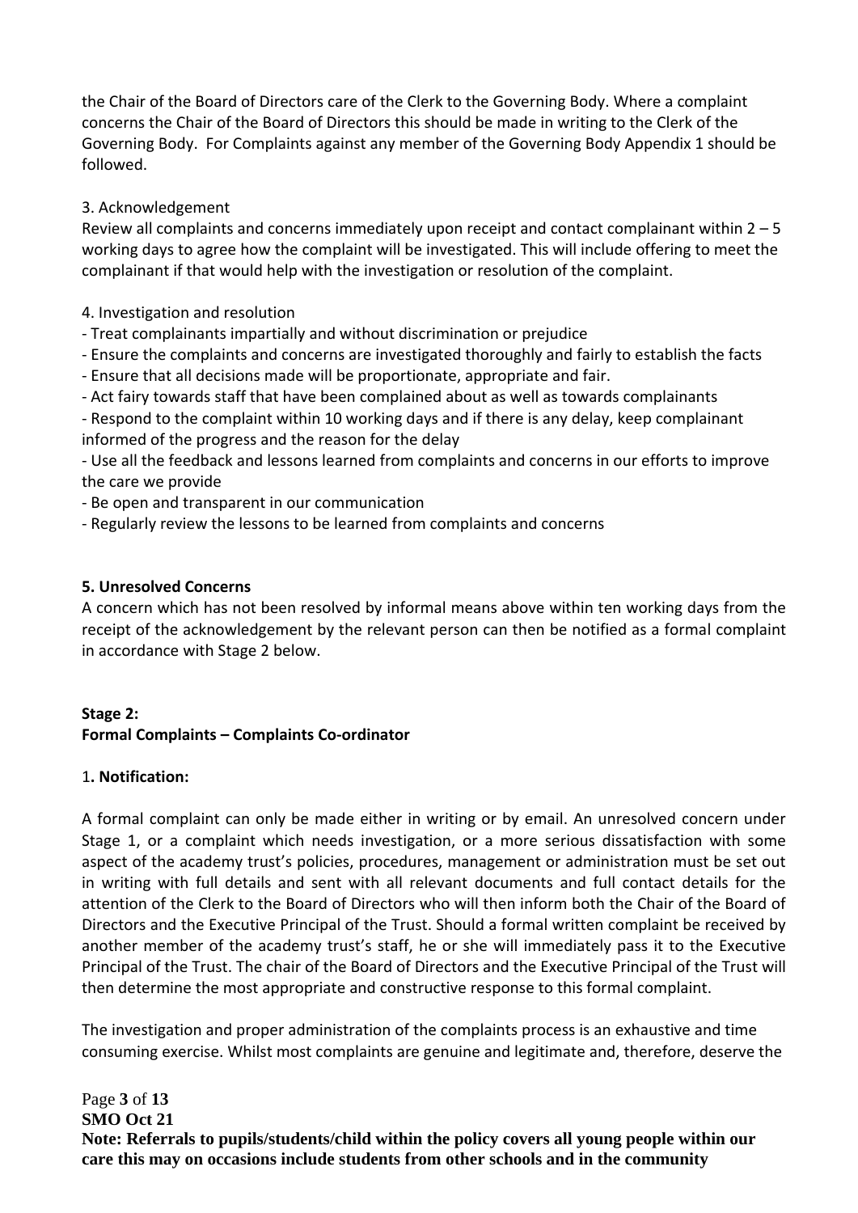the Chair of the Board of Directors care of the Clerk to the Governing Body. Where a complaint concerns the Chair of the Board of Directors this should be made in writing to the Clerk of the Governing Body. For Complaints against any member of the Governing Body Appendix 1 should be followed.

3. Acknowledgement

Review all complaints and concerns immediately upon receipt and contact complainant within 2 – 5 working days to agree how the complaint will be investigated. This will include offering to meet the complainant if that would help with the investigation or resolution of the complaint.

4. Investigation and resolution

- Treat complainants impartially and without discrimination or prejudice
- Ensure the complaints and concerns are investigated thoroughly and fairly to establish the facts
- Ensure that all decisions made will be proportionate, appropriate and fair.
- Act fairy towards staff that have been complained about as well as towards complainants
- Respond to the complaint within 10 working days and if there is any delay, keep complainant informed of the progress and the reason for the delay
- Use all the feedback and lessons learned from complaints and concerns in our efforts to improve the care we provide
- Be open and transparent in our communication
- Regularly review the lessons to be learned from complaints and concerns

**5. Unresolved Concerns**

A concern which has not been resolved by informal means above within ten working days from the receipt of the acknowledgement by the relevant person can then be notified as a formal complaint in accordance with Stage 2 below.

**Stage 2:**
**Formal Complaints – Complaints Co-ordinator**

1**. Notification:**

A formal complaint can only be made either in writing or by email. An unresolved concern under Stage 1, or a complaint which needs investigation, or a more serious dissatisfaction with some aspect of the academy trust's policies, procedures, management or administration must be set out in writing with full details and sent with all relevant documents and full contact details for the attention of the Clerk to the Board of Directors who will then inform both the Chair of the Board of Directors and the Executive Principal of the Trust. Should a formal written complaint be received by another member of the academy trust's staff, he or she will immediately pass it to the Executive Principal of the Trust. The chair of the Board of Directors and the Executive Principal of the Trust will then determine the most appropriate and constructive response to this formal complaint.

The investigation and proper administration of the complaints process is an exhaustive and time consuming exercise. Whilst most complaints are genuine and legitimate and, therefore, deserve the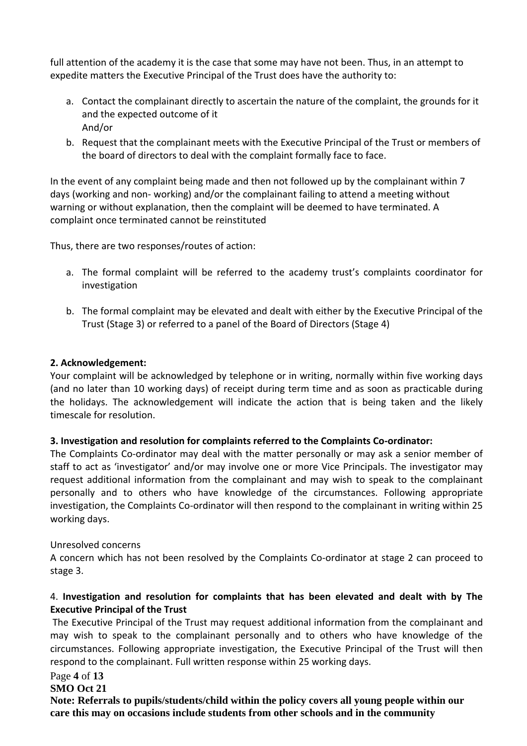full attention of the academy it is the case that some may have not been. Thus, in an attempt to expedite matters the Executive Principal of the Trust does have the authority to:

a. Contact the complainant directly to ascertain the nature of the complaint, the grounds for it and the expected outcome of it
   And/or
b. Request that the complainant meets with the Executive Principal of the Trust or members of the board of directors to deal with the complaint formally face to face.

In the event of any complaint being made and then not followed up by the complainant within 7 days (working and non- working) and/or the complainant failing to attend a meeting without warning or without explanation, then the complaint will be deemed to have terminated. A complaint once terminated cannot be reinstituted

Thus, there are two responses/routes of action:

a. The formal complaint will be referred to the academy trust's complaints coordinator for investigation

b. The formal complaint may be elevated and dealt with either by the Executive Principal of the Trust (Stage 3) or referred to a panel of the Board of Directors (Stage 4)

**2. Acknowledgement:**
Your complaint will be acknowledged by telephone or in writing, normally within five working days (and no later than 10 working days) of receipt during term time and as soon as practicable during the holidays. The acknowledgement will indicate the action that is being taken and the likely timescale for resolution.

**3. Investigation and resolution for complaints referred to the Complaints Co-ordinator:**
The Complaints Co-ordinator may deal with the matter personally or may ask a senior member of staff to act as 'investigator' and/or may involve one or more Vice Principals. The investigator may request additional information from the complainant and may wish to speak to the complainant personally and to others who have knowledge of the circumstances. Following appropriate investigation, the Complaints Co-ordinator will then respond to the complainant in writing within 25 working days.

Unresolved concerns
A concern which has not been resolved by the Complaints Co-ordinator at stage 2 can proceed to stage 3.

4. **Investigation and resolution for complaints that has been elevated and dealt with by The Executive Principal of the Trust**
The Executive Principal of the Trust may request additional information from the complainant and may wish to speak to the complainant personally and to others who have knowledge of the circumstances. Following appropriate investigation, the Executive Principal of the Trust will then respond to the complainant. Full written response within 25 working days.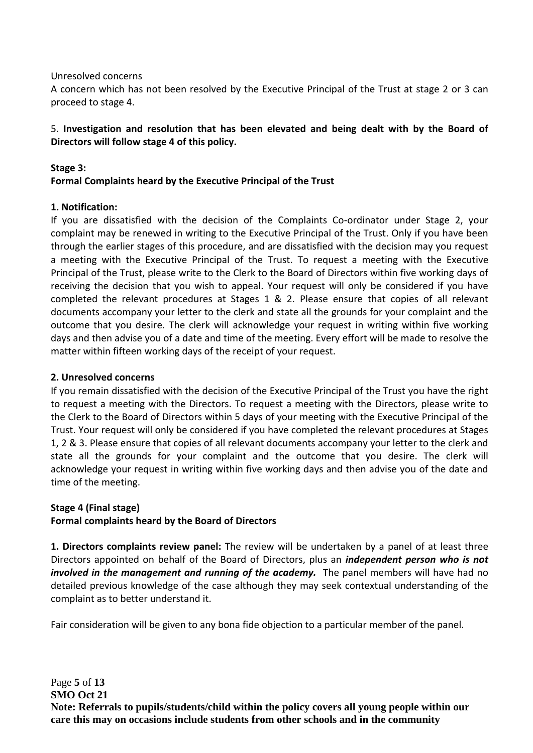Unresolved concerns

A concern which has not been resolved by the Executive Principal of the Trust at stage 2 or 3 can proceed to stage 4.

5. **Investigation and resolution that has been elevated and being dealt with by the Board of Directors will follow stage 4 of this policy.**

**Stage 3:**
**Formal Complaints heard by the Executive Principal of the Trust**

**1. Notification:**
If you are dissatisfied with the decision of the Complaints Co-ordinator under Stage 2, your complaint may be renewed in writing to the Executive Principal of the Trust. Only if you have been through the earlier stages of this procedure, and are dissatisfied with the decision may you request a meeting with the Executive Principal of the Trust. To request a meeting with the Executive Principal of the Trust, please write to the Clerk to the Board of Directors within five working days of receiving the decision that you wish to appeal. Your request will only be considered if you have completed the relevant procedures at Stages 1 & 2. Please ensure that copies of all relevant documents accompany your letter to the clerk and state all the grounds for your complaint and the outcome that you desire. The clerk will acknowledge your request in writing within five working days and then advise you of a date and time of the meeting. Every effort will be made to resolve the matter within fifteen working days of the receipt of your request.

**2. Unresolved concerns**
If you remain dissatisfied with the decision of the Executive Principal of the Trust you have the right to request a meeting with the Directors. To request a meeting with the Directors, please write to the Clerk to the Board of Directors within 5 days of your meeting with the Executive Principal of the Trust. Your request will only be considered if you have completed the relevant procedures at Stages 1, 2 & 3. Please ensure that copies of all relevant documents accompany your letter to the clerk and state all the grounds for your complaint and the outcome that you desire. The clerk will acknowledge your request in writing within five working days and then advise you of the date and time of the meeting.

**Stage 4 (Final stage)**
**Formal complaints heard by the Board of Directors**

**1. Directors complaints review panel:** The review will be undertaken by a panel of at least three Directors appointed on behalf of the Board of Directors, plus an ***independent person who is not involved in the management and running of the academy.*** The panel members will have had no detailed previous knowledge of the case although they may seek contextual understanding of the complaint as to better understand it.

Fair consideration will be given to any bona fide objection to a particular member of the panel.

**SMO Oct 21**
**Note: Referrals to pupils/students/child within the policy covers all young people within our care this may on occasions include students from other schools and in the community**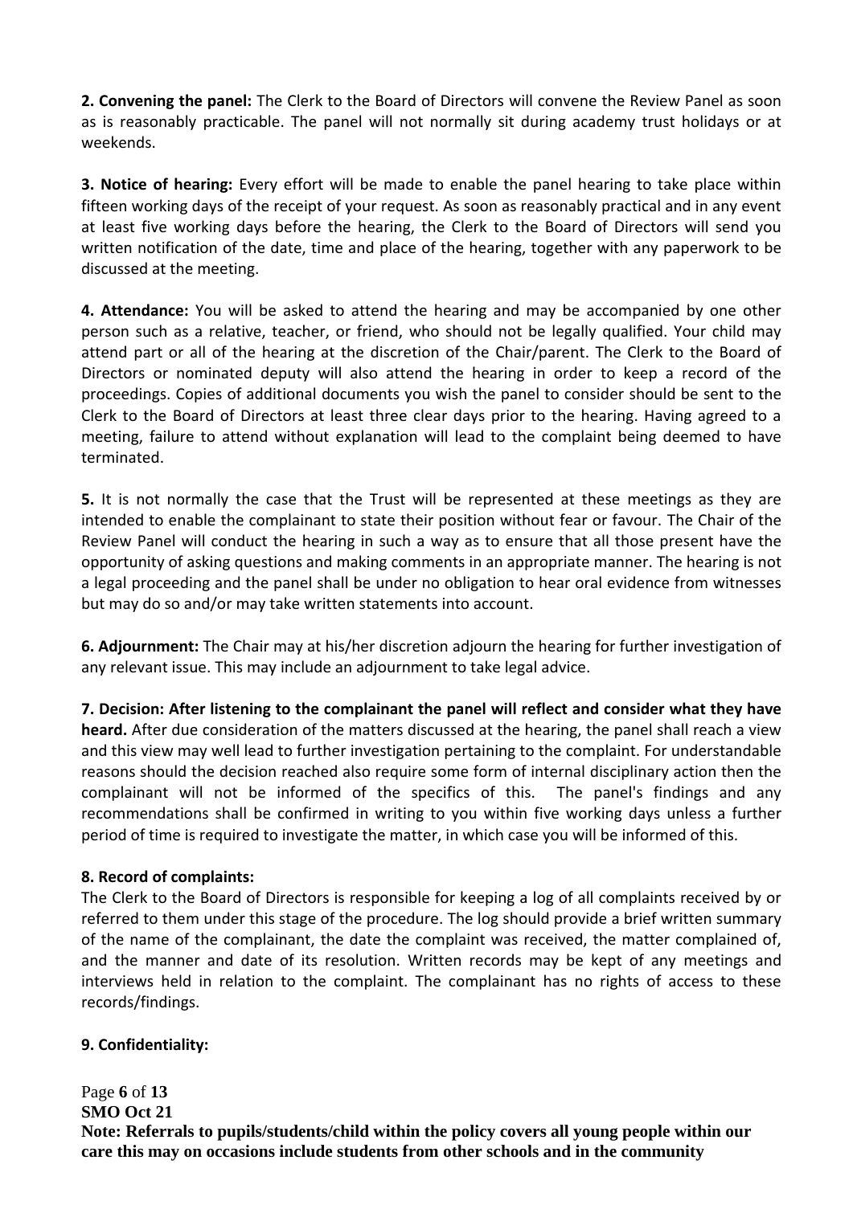**2. Convening the panel:** The Clerk to the Board of Directors will convene the Review Panel as soon as is reasonably practicable. The panel will not normally sit during academy trust holidays or at weekends.

**3. Notice of hearing:** Every effort will be made to enable the panel hearing to take place within fifteen working days of the receipt of your request. As soon as reasonably practical and in any event at least five working days before the hearing, the Clerk to the Board of Directors will send you written notification of the date, time and place of the hearing, together with any paperwork to be discussed at the meeting.

**4. Attendance:** You will be asked to attend the hearing and may be accompanied by one other person such as a relative, teacher, or friend, who should not be legally qualified. Your child may attend part or all of the hearing at the discretion of the Chair/parent. The Clerk to the Board of Directors or nominated deputy will also attend the hearing in order to keep a record of the proceedings. Copies of additional documents you wish the panel to consider should be sent to the Clerk to the Board of Directors at least three clear days prior to the hearing. Having agreed to a meeting, failure to attend without explanation will lead to the complaint being deemed to have terminated.

**5.** It is not normally the case that the Trust will be represented at these meetings as they are intended to enable the complainant to state their position without fear or favour. The Chair of the Review Panel will conduct the hearing in such a way as to ensure that all those present have the opportunity of asking questions and making comments in an appropriate manner. The hearing is not a legal proceeding and the panel shall be under no obligation to hear oral evidence from witnesses but may do so and/or may take written statements into account.

**6. Adjournment:** The Chair may at his/her discretion adjourn the hearing for further investigation of any relevant issue. This may include an adjournment to take legal advice.

**7. Decision: After listening to the complainant the panel will reflect and consider what they have heard.** After due consideration of the matters discussed at the hearing, the panel shall reach a view and this view may well lead to further investigation pertaining to the complaint. For understandable reasons should the decision reached also require some form of internal disciplinary action then the complainant will not be informed of the specifics of this. The panel's findings and any recommendations shall be confirmed in writing to you within five working days unless a further period of time is required to investigate the matter, in which case you will be informed of this.

**8. Record of complaints:**

The Clerk to the Board of Directors is responsible for keeping a log of all complaints received by or referred to them under this stage of the procedure. The log should provide a brief written summary of the name of the complainant, the date the complaint was received, the matter complained of, and the manner and date of its resolution. Written records may be kept of any meetings and interviews held in relation to the complaint. The complainant has no rights of access to these records/findings.

**9. Confidentiality:**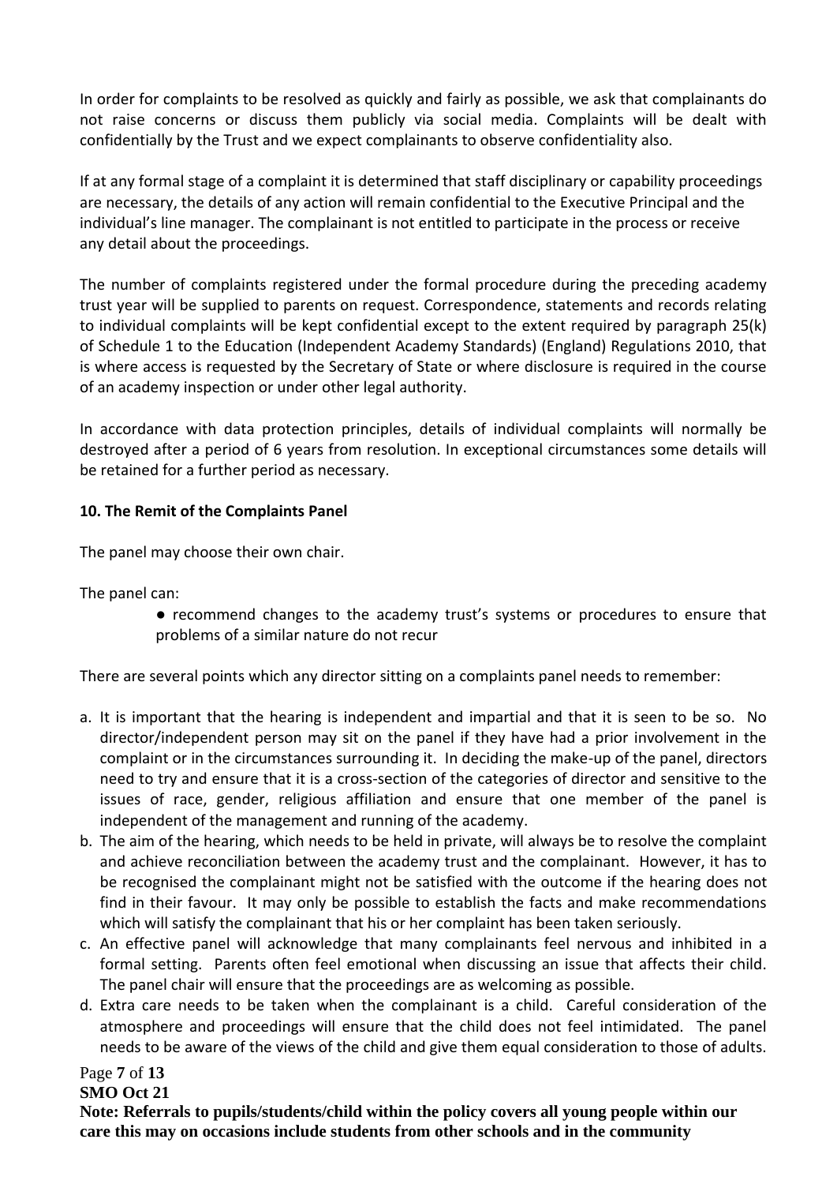In order for complaints to be resolved as quickly and fairly as possible, we ask that complainants do not raise concerns or discuss them publicly via social media. Complaints will be dealt with confidentially by the Trust and we expect complainants to observe confidentiality also.

If at any formal stage of a complaint it is determined that staff disciplinary or capability proceedings are necessary, the details of any action will remain confidential to the Executive Principal and the individual's line manager. The complainant is not entitled to participate in the process or receive any detail about the proceedings.

The number of complaints registered under the formal procedure during the preceding academy trust year will be supplied to parents on request. Correspondence, statements and records relating to individual complaints will be kept confidential except to the extent required by paragraph 25(k) of Schedule 1 to the Education (Independent Academy Standards) (England) Regulations 2010, that is where access is requested by the Secretary of State or where disclosure is required in the course of an academy inspection or under other legal authority.

In accordance with data protection principles, details of individual complaints will normally be destroyed after a period of 6 years from resolution. In exceptional circumstances some details will be retained for a further period as necessary.

**10. The Remit of the Complaints Panel**

The panel may choose their own chair.

The panel can:

- recommend changes to the academy trust's systems or procedures to ensure that problems of a similar nature do not recur

There are several points which any director sitting on a complaints panel needs to remember:

a. It is important that the hearing is independent and impartial and that it is seen to be so. No director/independent person may sit on the panel if they have had a prior involvement in the complaint or in the circumstances surrounding it. In deciding the make-up of the panel, directors need to try and ensure that it is a cross-section of the categories of director and sensitive to the issues of race, gender, religious affiliation and ensure that one member of the panel is independent of the management and running of the academy.
b. The aim of the hearing, which needs to be held in private, will always be to resolve the complaint and achieve reconciliation between the academy trust and the complainant. However, it has to be recognised the complainant might not be satisfied with the outcome if the hearing does not find in their favour. It may only be possible to establish the facts and make recommendations which will satisfy the complainant that his or her complaint has been taken seriously.
c. An effective panel will acknowledge that many complainants feel nervous and inhibited in a formal setting. Parents often feel emotional when discussing an issue that affects their child. The panel chair will ensure that the proceedings are as welcoming as possible.
d. Extra care needs to be taken when the complainant is a child. Careful consideration of the atmosphere and proceedings will ensure that the child does not feel intimidated. The panel needs to be aware of the views of the child and give them equal consideration to those of adults.

**Note: Referrals to pupils/students/child within the policy covers all young people within our care this may on occasions include students from other schools and in the community**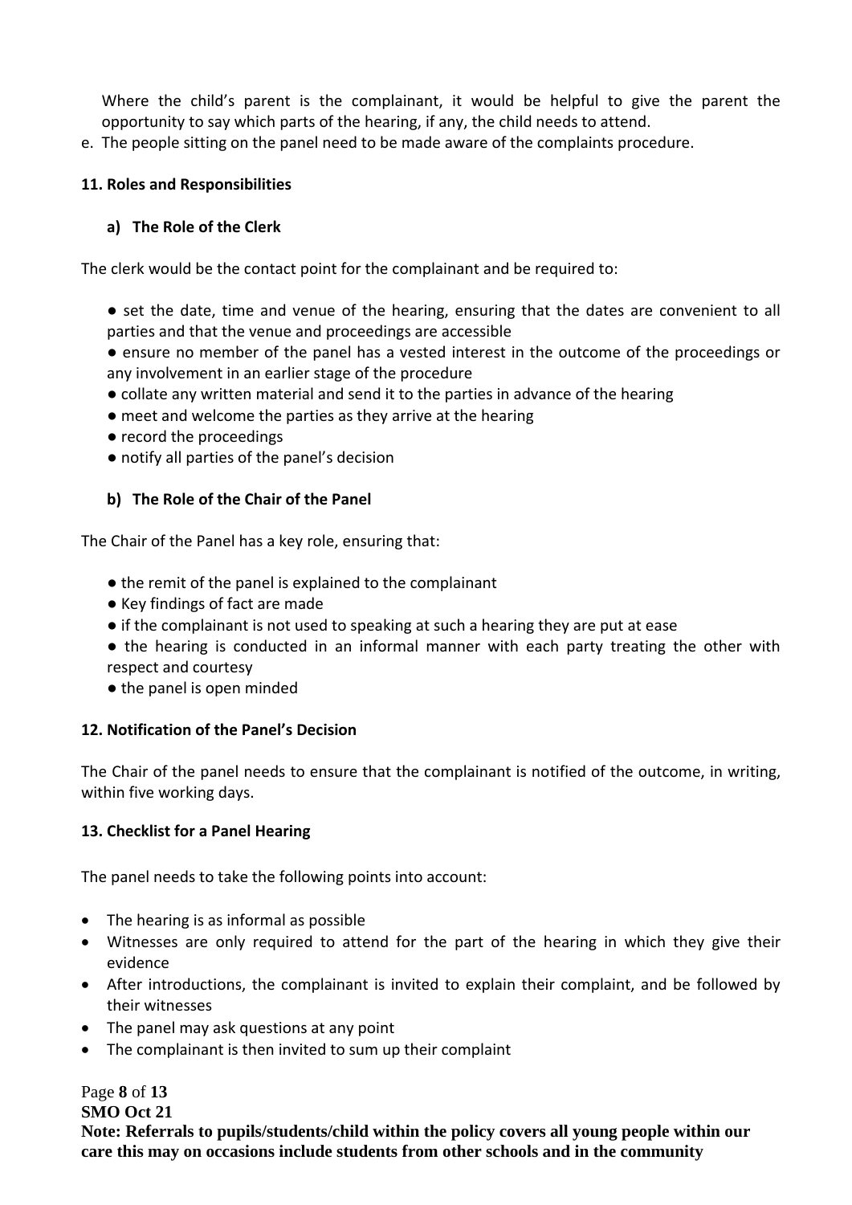Where the child's parent is the complainant, it would be helpful to give the parent the opportunity to say which parts of the hearing, if any, the child needs to attend.

e. The people sitting on the panel need to be made aware of the complaints procedure.

**11. Roles and Responsibilities**

**a) The Role of the Clerk**

The clerk would be the contact point for the complainant and be required to:

- set the date, time and venue of the hearing, ensuring that the dates are convenient to all parties and that the venue and proceedings are accessible
- ensure no member of the panel has a vested interest in the outcome of the proceedings or any involvement in an earlier stage of the procedure
- collate any written material and send it to the parties in advance of the hearing
- meet and welcome the parties as they arrive at the hearing
- record the proceedings
- notify all parties of the panel's decision

**b) The Role of the Chair of the Panel**

The Chair of the Panel has a key role, ensuring that:

- the remit of the panel is explained to the complainant
- Key findings of fact are made
- if the complainant is not used to speaking at such a hearing they are put at ease
- the hearing is conducted in an informal manner with each party treating the other with respect and courtesy
- the panel is open minded

**12. Notification of the Panel's Decision**

The Chair of the panel needs to ensure that the complainant is notified of the outcome, in writing, within five working days.

**13. Checklist for a Panel Hearing**

The panel needs to take the following points into account:

- The hearing is as informal as possible
- Witnesses are only required to attend for the part of the hearing in which they give their evidence
- After introductions, the complainant is invited to explain their complaint, and be followed by their witnesses
- The panel may ask questions at any point
- The complainant is then invited to sum up their complaint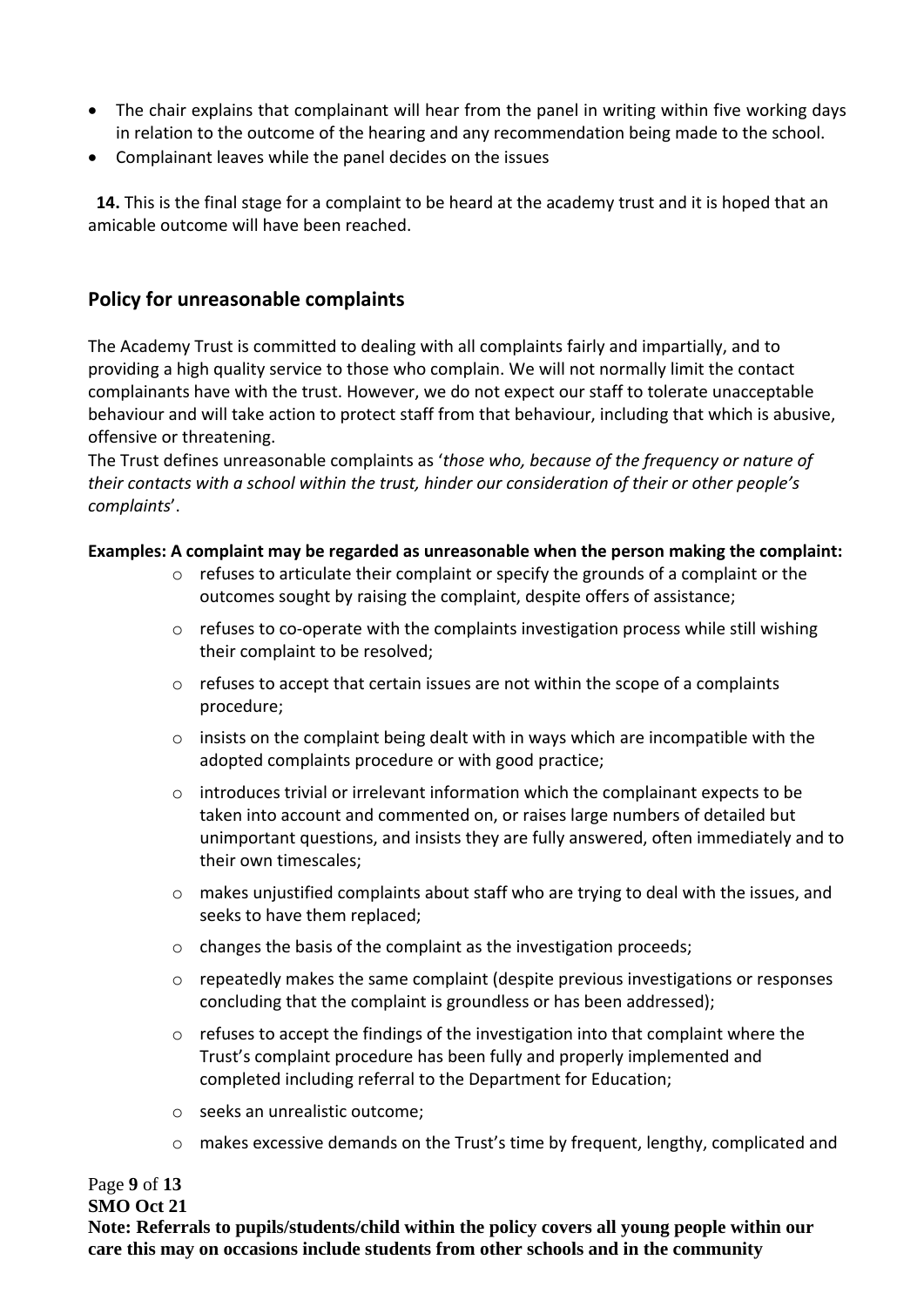- The chair explains that complainant will hear from the panel in writing within five working days in relation to the outcome of the hearing and any recommendation being made to the school.
- Complainant leaves while the panel decides on the issues

**14.** This is the final stage for a complaint to be heard at the academy trust and it is hoped that an amicable outcome will have been reached.

## Policy for unreasonable complaints

The Academy Trust is committed to dealing with all complaints fairly and impartially, and to providing a high quality service to those who complain. We will not normally limit the contact complainants have with the trust. However, we do not expect our staff to tolerate unacceptable behaviour and will take action to protect staff from that behaviour, including that which is abusive, offensive or threatening.

The Trust defines unreasonable complaints as '*those who, because of the frequency or nature of their contacts with a school within the trust, hinder our consideration of their or other people's complaints*'.

**Examples: A complaint may be regarded as unreasonable when the person making the complaint:**

- refuses to articulate their complaint or specify the grounds of a complaint or the outcomes sought by raising the complaint, despite offers of assistance;
- refuses to co-operate with the complaints investigation process while still wishing their complaint to be resolved;
- refuses to accept that certain issues are not within the scope of a complaints procedure;
- insists on the complaint being dealt with in ways which are incompatible with the adopted complaints procedure or with good practice;
- introduces trivial or irrelevant information which the complainant expects to be taken into account and commented on, or raises large numbers of detailed but unimportant questions, and insists they are fully answered, often immediately and to their own timescales;
- makes unjustified complaints about staff who are trying to deal with the issues, and seeks to have them replaced;
- changes the basis of the complaint as the investigation proceeds;
- repeatedly makes the same complaint (despite previous investigations or responses concluding that the complaint is groundless or has been addressed);
- refuses to accept the findings of the investigation into that complaint where the Trust's complaint procedure has been fully and properly implemented and completed including referral to the Department for Education;
- seeks an unrealistic outcome;
- makes excessive demands on the Trust's time by frequent, lengthy, complicated and

**Note: Referrals to pupils/students/child within the policy covers all young people within our care this may on occasions include students from other schools and in the community**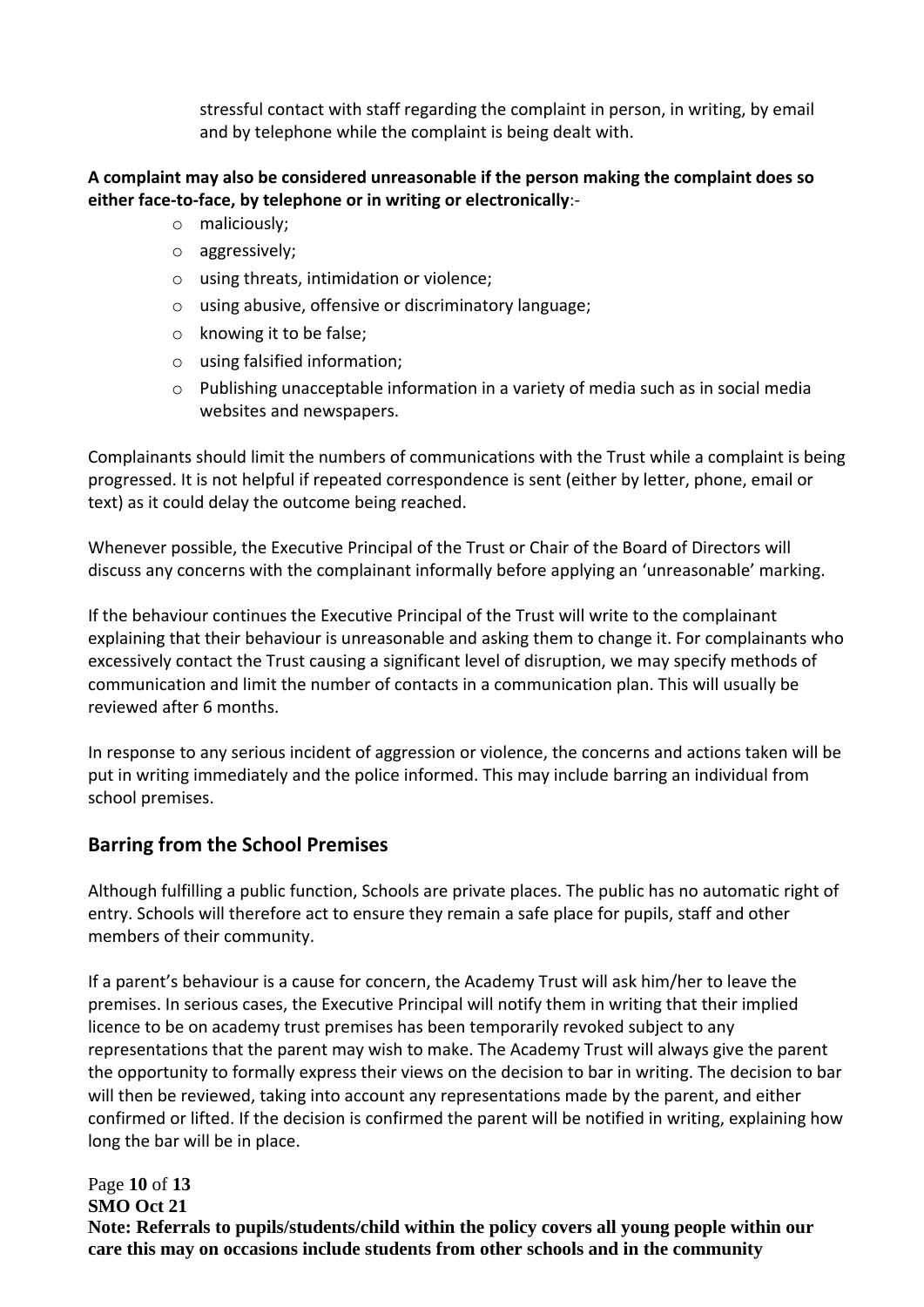stressful contact with staff regarding the complaint in person, in writing, by email and by telephone while the complaint is being dealt with.

**A complaint may also be considered unreasonable if the person making the complaint does so either face-to-face, by telephone or in writing or electronically**:-

- maliciously;
- aggressively;
- using threats, intimidation or violence;
- using abusive, offensive or discriminatory language;
- knowing it to be false;
- using falsified information;
- Publishing unacceptable information in a variety of media such as in social media websites and newspapers.

Complainants should limit the numbers of communications with the Trust while a complaint is being progressed. It is not helpful if repeated correspondence is sent (either by letter, phone, email or text) as it could delay the outcome being reached.

Whenever possible, the Executive Principal of the Trust or Chair of the Board of Directors will discuss any concerns with the complainant informally before applying an 'unreasonable' marking.

If the behaviour continues the Executive Principal of the Trust will write to the complainant explaining that their behaviour is unreasonable and asking them to change it. For complainants who excessively contact the Trust causing a significant level of disruption, we may specify methods of communication and limit the number of contacts in a communication plan. This will usually be reviewed after 6 months.

In response to any serious incident of aggression or violence, the concerns and actions taken will be put in writing immediately and the police informed. This may include barring an individual from school premises.

## Barring from the School Premises

Although fulfilling a public function, Schools are private places. The public has no automatic right of entry. Schools will therefore act to ensure they remain a safe place for pupils, staff and other members of their community.

If a parent's behaviour is a cause for concern, the Academy Trust will ask him/her to leave the premises. In serious cases, the Executive Principal will notify them in writing that their implied licence to be on academy trust premises has been temporarily revoked subject to any representations that the parent may wish to make. The Academy Trust will always give the parent the opportunity to formally express their views on the decision to bar in writing. The decision to bar will then be reviewed, taking into account any representations made by the parent, and either confirmed or lifted. If the decision is confirmed the parent will be notified in writing, explaining how long the bar will be in place.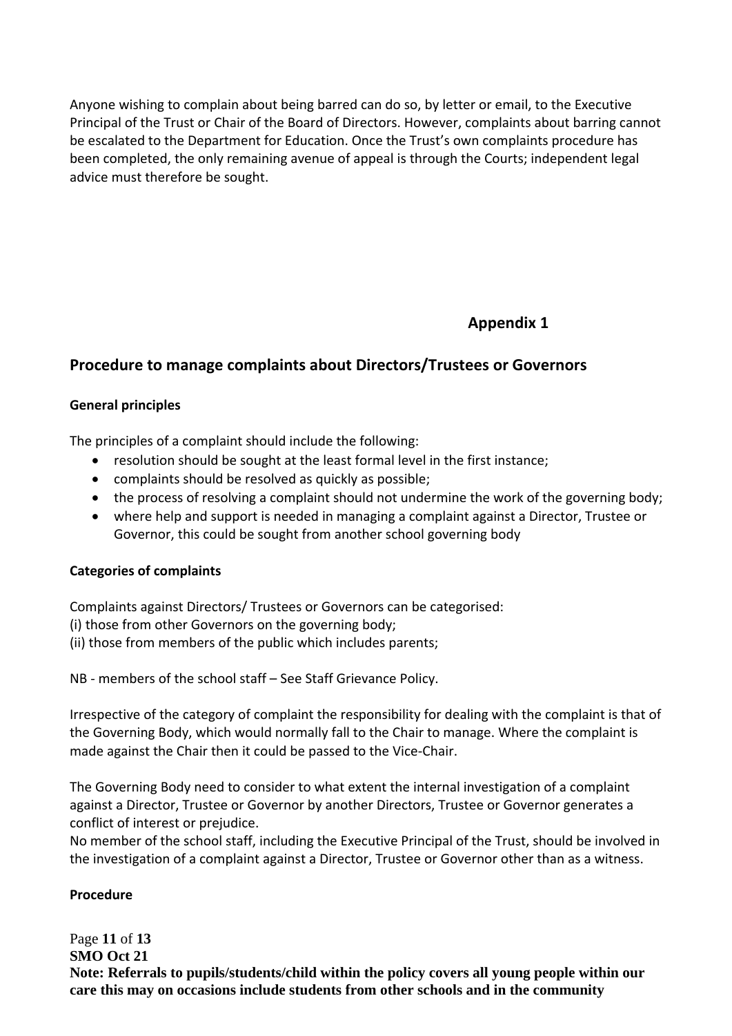Anyone wishing to complain about being barred can do so, by letter or email, to the Executive Principal of the Trust or Chair of the Board of Directors. However, complaints about barring cannot be escalated to the Department for Education. Once the Trust's own complaints procedure has been completed, the only remaining avenue of appeal is through the Courts; independent legal advice must therefore be sought.

## Appendix 1

## Procedure to manage complaints about Directors/Trustees or Governors

### General principles

The principles of a complaint should include the following:

- resolution should be sought at the least formal level in the first instance;
- complaints should be resolved as quickly as possible;
- the process of resolving a complaint should not undermine the work of the governing body;
- where help and support is needed in managing a complaint against a Director, Trustee or Governor, this could be sought from another school governing body

### Categories of complaints

Complaints against Directors/ Trustees or Governors can be categorised:
(i) those from other Governors on the governing body;
(ii) those from members of the public which includes parents;

NB - members of the school staff – See Staff Grievance Policy.

Irrespective of the category of complaint the responsibility for dealing with the complaint is that of the Governing Body, which would normally fall to the Chair to manage. Where the complaint is made against the Chair then it could be passed to the Vice-Chair.

The Governing Body need to consider to what extent the internal investigation of a complaint against a Director, Trustee or Governor by another Directors, Trustee or Governor generates a conflict of interest or prejudice.
No member of the school staff, including the Executive Principal of the Trust, should be involved in the investigation of a complaint against a Director, Trustee or Governor other than as a witness.

### Procedure

**SMO Oct 21**
**Note: Referrals to pupils/students/child within the policy covers all young people within our care this may on occasions include students from other schools and in the community**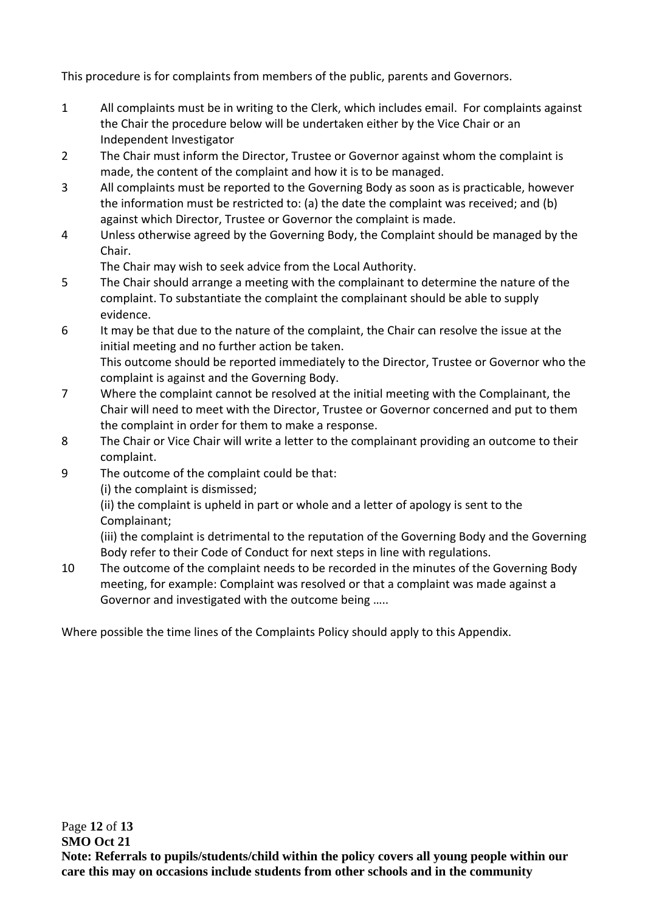This procedure is for complaints from members of the public, parents and Governors.

1. All complaints must be in writing to the Clerk, which includes email. For complaints against the Chair the procedure below will be undertaken either by the Vice Chair or an Independent Investigator
2. The Chair must inform the Director, Trustee or Governor against whom the complaint is made, the content of the complaint and how it is to be managed.
3. All complaints must be reported to the Governing Body as soon as is practicable, however the information must be restricted to: (a) the date the complaint was received; and (b) against which Director, Trustee or Governor the complaint is made.
4. Unless otherwise agreed by the Governing Body, the Complaint should be managed by the Chair.
   The Chair may wish to seek advice from the Local Authority.
5. The Chair should arrange a meeting with the complainant to determine the nature of the complaint. To substantiate the complaint the complainant should be able to supply evidence.
6. It may be that due to the nature of the complaint, the Chair can resolve the issue at the initial meeting and no further action be taken.
   This outcome should be reported immediately to the Director, Trustee or Governor who the complaint is against and the Governing Body.
7. Where the complaint cannot be resolved at the initial meeting with the Complainant, the Chair will need to meet with the Director, Trustee or Governor concerned and put to them the complaint in order for them to make a response.
8. The Chair or Vice Chair will write a letter to the complainant providing an outcome to their complaint.
9. The outcome of the complaint could be that:
   (i) the complaint is dismissed;
   (ii) the complaint is upheld in part or whole and a letter of apology is sent to the Complainant;
   (iii) the complaint is detrimental to the reputation of the Governing Body and the Governing Body refer to their Code of Conduct for next steps in line with regulations.
10. The outcome of the complaint needs to be recorded in the minutes of the Governing Body meeting, for example: Complaint was resolved or that a complaint was made against a Governor and investigated with the outcome being …..

Where possible the time lines of the Complaints Policy should apply to this Appendix.

**SMO Oct 21**
**Note: Referrals to pupils/students/child within the policy covers all young people within our care this may on occasions include students from other schools and in the community**